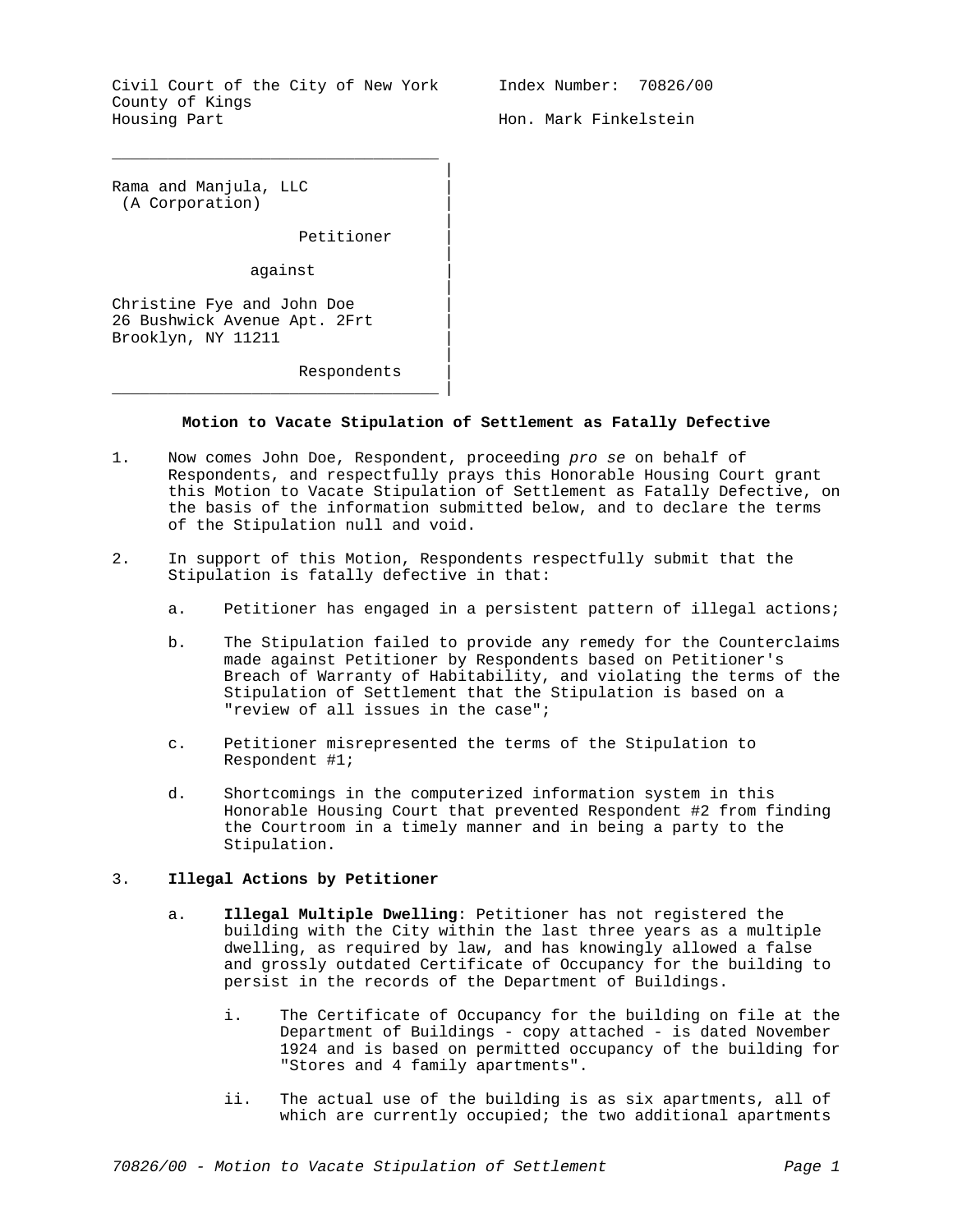Civil Court of the City of New York
County of Kings
Housing Part

Index Number: 70826/00

Hon. Mark Finkelstein

Rama and Manjula, LLC
(A Corporation)

Petitioner

against

Christine Fye and John Doe
26 Bushwick Avenue Apt. 2Frt
Brooklyn, NY 11211

Respondents

**Motion to Vacate Stipulation of Settlement as Fatally Defective**

1. Now comes John Doe, Respondent, proceeding *pro se* on behalf of Respondents, and respectfully prays this Honorable Housing Court grant this Motion to Vacate Stipulation of Settlement as Fatally Defective, on the basis of the information submitted below, and to declare the terms of the Stipulation null and void.

2. In support of this Motion, Respondents respectfully submit that the Stipulation is fatally defective in that:

   a. Petitioner has engaged in a persistent pattern of illegal actions;

   b. The Stipulation failed to provide any remedy for the Counterclaims made against Petitioner by Respondents based on Petitioner's Breach of Warranty of Habitability, and violating the terms of the Stipulation of Settlement that the Stipulation is based on a "review of all issues in the case";

   c. Petitioner misrepresented the terms of the Stipulation to Respondent #1;

   d. Shortcomings in the computerized information system in this Honorable Housing Court that prevented Respondent #2 from finding the Courtroom in a timely manner and in being a party to the Stipulation.

3. **Illegal Actions by Petitioner**

   a. **Illegal Multiple Dwelling**: Petitioner has not registered the building with the City within the last three years as a multiple dwelling, as required by law, and has knowingly allowed a false and grossly outdated Certificate of Occupancy for the building to persist in the records of the Department of Buildings.

      i. The Certificate of Occupancy for the building on file at the Department of Buildings - copy attached - is dated November 1924 and is based on permitted occupancy of the building for "Stores and 4 family apartments".

      ii. The actual use of the building is as six apartments, all of which are currently occupied; the two additional apartments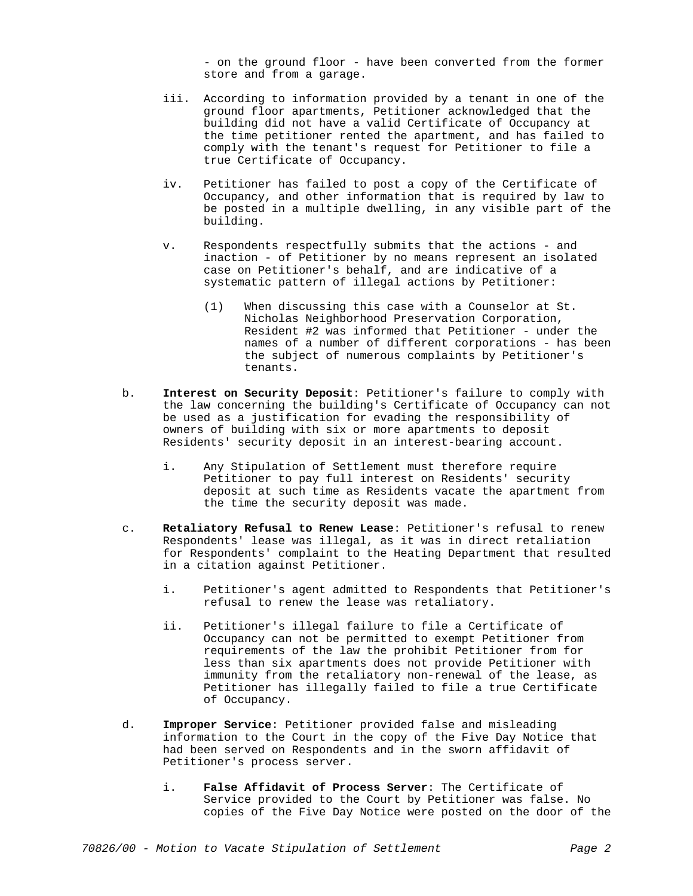- on the ground floor - have been converted from the former store and from a garage.

iii. According to information provided by a tenant in one of the ground floor apartments, Petitioner acknowledged that the building did not have a valid Certificate of Occupancy at the time petitioner rented the apartment, and has failed to comply with the tenant's request for Petitioner to file a true Certificate of Occupancy.

iv. Petitioner has failed to post a copy of the Certificate of Occupancy, and other information that is required by law to be posted in a multiple dwelling, in any visible part of the building.

v. Respondents respectfully submits that the actions - and inaction - of Petitioner by no means represent an isolated case on Petitioner's behalf, and are indicative of a systematic pattern of illegal actions by Petitioner:

(1) When discussing this case with a Counselor at St. Nicholas Neighborhood Preservation Corporation, Resident #2 was informed that Petitioner - under the names of a number of different corporations - has been the subject of numerous complaints by Petitioner's tenants.

b. **Interest on Security Deposit**: Petitioner's failure to comply with the law concerning the building's Certificate of Occupancy can not be used as a justification for evading the responsibility of owners of building with six or more apartments to deposit Residents' security deposit in an interest-bearing account.

i. Any Stipulation of Settlement must therefore require Petitioner to pay full interest on Residents' security deposit at such time as Residents vacate the apartment from the time the security deposit was made.

c. **Retaliatory Refusal to Renew Lease**: Petitioner's refusal to renew Respondents' lease was illegal, as it was in direct retaliation for Respondents' complaint to the Heating Department that resulted in a citation against Petitioner.

i. Petitioner's agent admitted to Respondents that Petitioner's refusal to renew the lease was retaliatory.

ii. Petitioner's illegal failure to file a Certificate of Occupancy can not be permitted to exempt Petitioner from requirements of the law the prohibit Petitioner from for less than six apartments does not provide Petitioner with immunity from the retaliatory non-renewal of the lease, as Petitioner has illegally failed to file a true Certificate of Occupancy.

d. **Improper Service**: Petitioner provided false and misleading information to the Court in the copy of the Five Day Notice that had been served on Respondents and in the sworn affidavit of Petitioner's process server.

i. **False Affidavit of Process Server**: The Certificate of Service provided to the Court by Petitioner was false. No copies of the Five Day Notice were posted on the door of the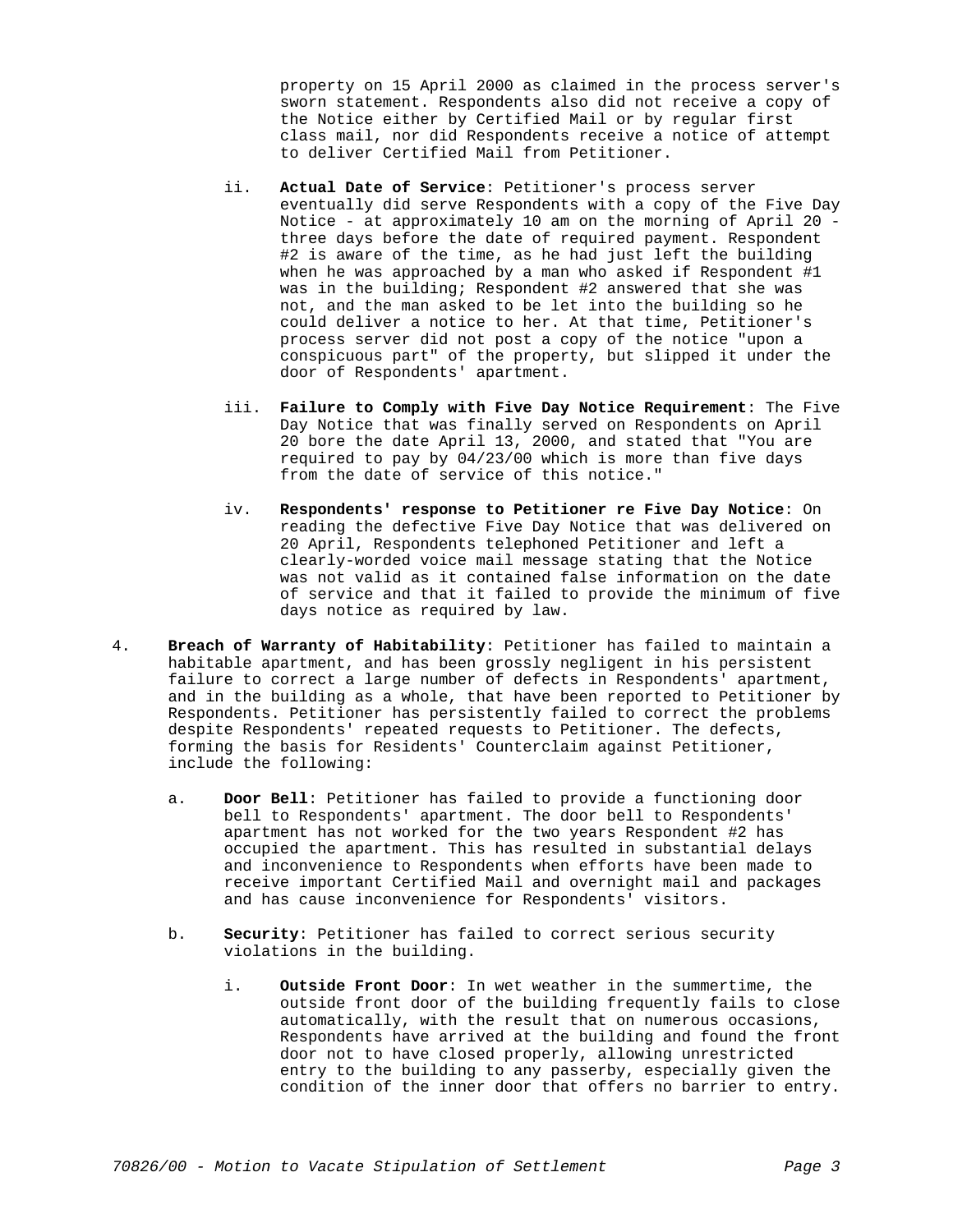property on 15 April 2000 as claimed in the process server's sworn statement. Respondents also did not receive a copy of the Notice either by Certified Mail or by regular first class mail, nor did Respondents receive a notice of attempt to deliver Certified Mail from Petitioner.

ii. **Actual Date of Service**: Petitioner's process server eventually did serve Respondents with a copy of the Five Day Notice - at approximately 10 am on the morning of April 20 - three days before the date of required payment. Respondent #2 is aware of the time, as he had just left the building when he was approached by a man who asked if Respondent #1 was in the building; Respondent #2 answered that she was not, and the man asked to be let into the building so he could deliver a notice to her. At that time, Petitioner's process server did not post a copy of the notice "upon a conspicuous part" of the property, but slipped it under the door of Respondents' apartment.

iii. **Failure to Comply with Five Day Notice Requirement**: The Five Day Notice that was finally served on Respondents on April 20 bore the date April 13, 2000, and stated that "You are required to pay by 04/23/00 which is more than five days from the date of service of this notice."

iv. **Respondents' response to Petitioner re Five Day Notice**: On reading the defective Five Day Notice that was delivered on 20 April, Respondents telephoned Petitioner and left a clearly-worded voice mail message stating that the Notice was not valid as it contained false information on the date of service and that it failed to provide the minimum of five days notice as required by law.

4. **Breach of Warranty of Habitability**: Petitioner has failed to maintain a habitable apartment, and has been grossly negligent in his persistent failure to correct a large number of defects in Respondents' apartment, and in the building as a whole, that have been reported to Petitioner by Respondents. Petitioner has persistently failed to correct the problems despite Respondents' repeated requests to Petitioner. The defects, forming the basis for Residents' Counterclaim against Petitioner, include the following:

   a. **Door Bell**: Petitioner has failed to provide a functioning door bell to Respondents' apartment. The door bell to Respondents' apartment has not worked for the two years Respondent #2 has occupied the apartment. This has resulted in substantial delays and inconvenience to Respondents when efforts have been made to receive important Certified Mail and overnight mail and packages and has cause inconvenience for Respondents' visitors.

   b. **Security**: Petitioner has failed to correct serious security violations in the building.

      i. **Outside Front Door**: In wet weather in the summertime, the outside front door of the building frequently fails to close automatically, with the result that on numerous occasions, Respondents have arrived at the building and found the front door not to have closed properly, allowing unrestricted entry to the building to any passerby, especially given the condition of the inner door that offers no barrier to entry.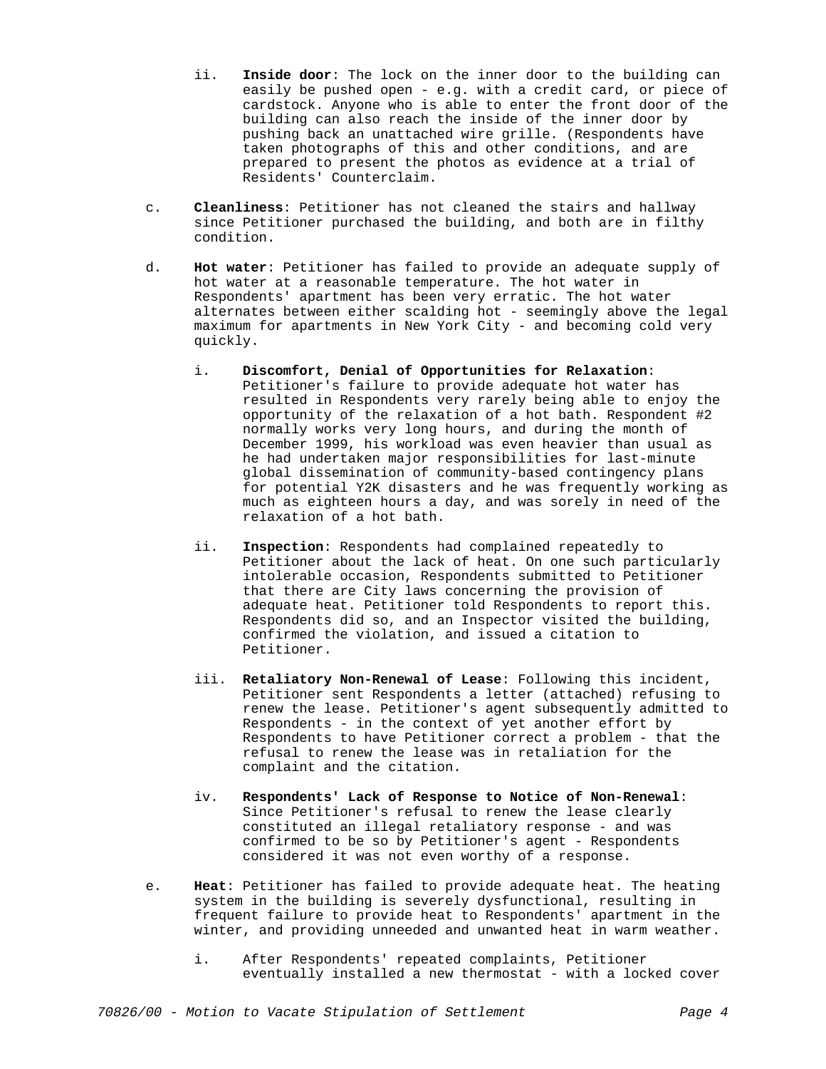ii. **Inside door**: The lock on the inner door to the building can easily be pushed open - e.g. with a credit card, or piece of cardstock. Anyone who is able to enter the front door of the building can also reach the inside of the inner door by pushing back an unattached wire grille. (Respondents have taken photographs of this and other conditions, and are prepared to present the photos as evidence at a trial of Residents' Counterclaim.

c. **Cleanliness**: Petitioner has not cleaned the stairs and hallway since Petitioner purchased the building, and both are in filthy condition.

d. **Hot water**: Petitioner has failed to provide an adequate supply of hot water at a reasonable temperature. The hot water in Respondents' apartment has been very erratic. The hot water alternates between either scalding hot - seemingly above the legal maximum for apartments in New York City - and becoming cold very quickly.

i. **Discomfort, Denial of Opportunities for Relaxation**: Petitioner's failure to provide adequate hot water has resulted in Respondents very rarely being able to enjoy the opportunity of the relaxation of a hot bath. Respondent #2 normally works very long hours, and during the month of December 1999, his workload was even heavier than usual as he had undertaken major responsibilities for last-minute global dissemination of community-based contingency plans for potential Y2K disasters and he was frequently working as much as eighteen hours a day, and was sorely in need of the relaxation of a hot bath.

ii. **Inspection**: Respondents had complained repeatedly to Petitioner about the lack of heat. On one such particularly intolerable occasion, Respondents submitted to Petitioner that there are City laws concerning the provision of adequate heat. Petitioner told Respondents to report this. Respondents did so, and an Inspector visited the building, confirmed the violation, and issued a citation to Petitioner.

iii. **Retaliatory Non-Renewal of Lease**: Following this incident, Petitioner sent Respondents a letter (attached) refusing to renew the lease. Petitioner's agent subsequently admitted to Respondents - in the context of yet another effort by Respondents to have Petitioner correct a problem - that the refusal to renew the lease was in retaliation for the complaint and the citation.

iv. **Respondents' Lack of Response to Notice of Non-Renewal**: Since Petitioner's refusal to renew the lease clearly constituted an illegal retaliatory response - and was confirmed to be so by Petitioner's agent - Respondents considered it was not even worthy of a response.

e. **Heat**: Petitioner has failed to provide adequate heat. The heating system in the building is severely dysfunctional, resulting in frequent failure to provide heat to Respondents' apartment in the winter, and providing unneeded and unwanted heat in warm weather.

i. After Respondents' repeated complaints, Petitioner eventually installed a new thermostat - with a locked cover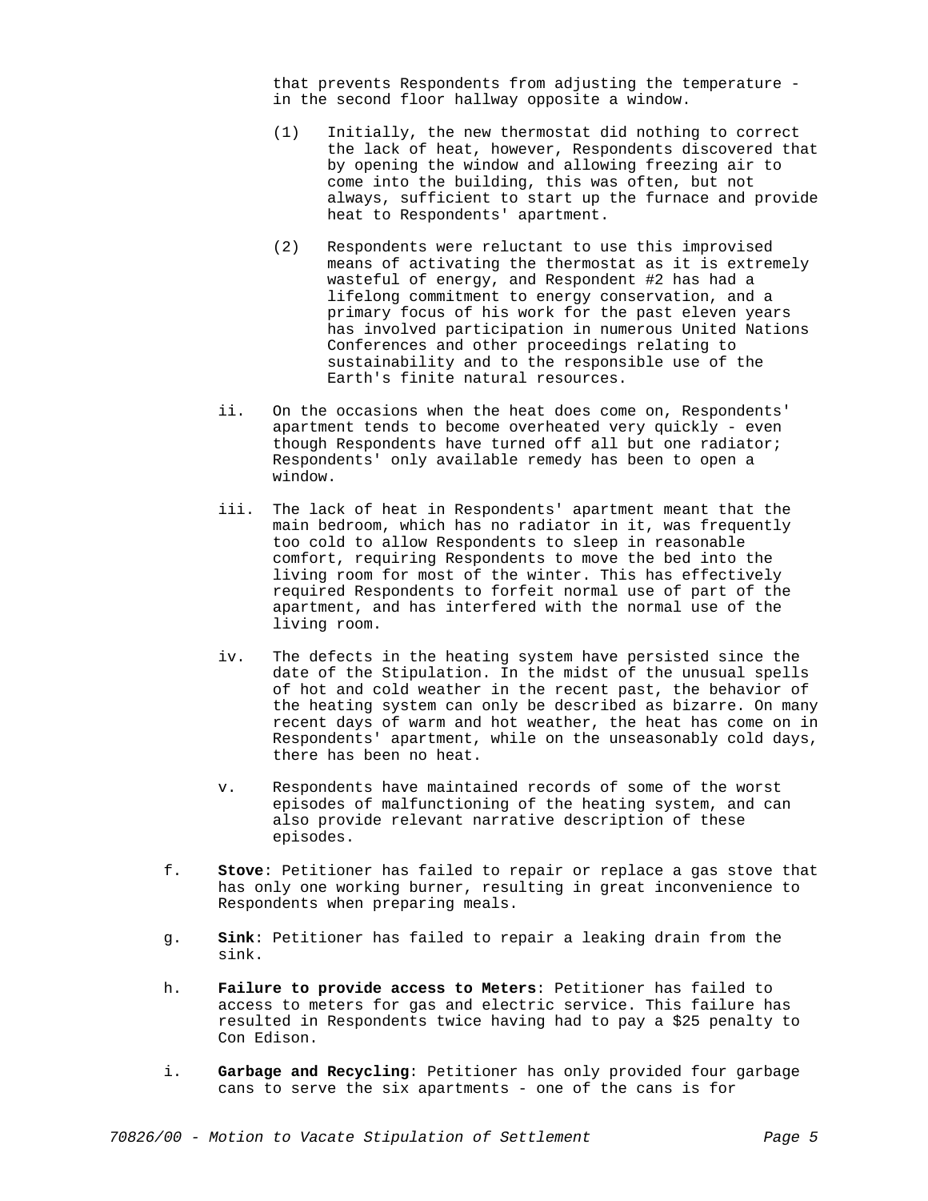that prevents Respondents from adjusting the temperature - in the second floor hallway opposite a window.

(1) Initially, the new thermostat did nothing to correct the lack of heat, however, Respondents discovered that by opening the window and allowing freezing air to come into the building, this was often, but not always, sufficient to start up the furnace and provide heat to Respondents' apartment.

(2) Respondents were reluctant to use this improvised means of activating the thermostat as it is extremely wasteful of energy, and Respondent #2 has had a lifelong commitment to energy conservation, and a primary focus of his work for the past eleven years has involved participation in numerous United Nations Conferences and other proceedings relating to sustainability and to the responsible use of the Earth's finite natural resources.

ii. On the occasions when the heat does come on, Respondents' apartment tends to become overheated very quickly - even though Respondents have turned off all but one radiator; Respondents' only available remedy has been to open a window.

iii. The lack of heat in Respondents' apartment meant that the main bedroom, which has no radiator in it, was frequently too cold to allow Respondents to sleep in reasonable comfort, requiring Respondents to move the bed into the living room for most of the winter. This has effectively required Respondents to forfeit normal use of part of the apartment, and has interfered with the normal use of the living room.

iv. The defects in the heating system have persisted since the date of the Stipulation. In the midst of the unusual spells of hot and cold weather in the recent past, the behavior of the heating system can only be described as bizarre. On many recent days of warm and hot weather, the heat has come on in Respondents' apartment, while on the unseasonably cold days, there has been no heat.

v. Respondents have maintained records of some of the worst episodes of malfunctioning of the heating system, and can also provide relevant narrative description of these episodes.

f. **Stove**: Petitioner has failed to repair or replace a gas stove that has only one working burner, resulting in great inconvenience to Respondents when preparing meals.

g. **Sink**: Petitioner has failed to repair a leaking drain from the sink.

h. **Failure to provide access to Meters**: Petitioner has failed to access to meters for gas and electric service. This failure has resulted in Respondents twice having had to pay a $25 penalty to Con Edison.

i. **Garbage and Recycling**: Petitioner has only provided four garbage cans to serve the six apartments - one of the cans is for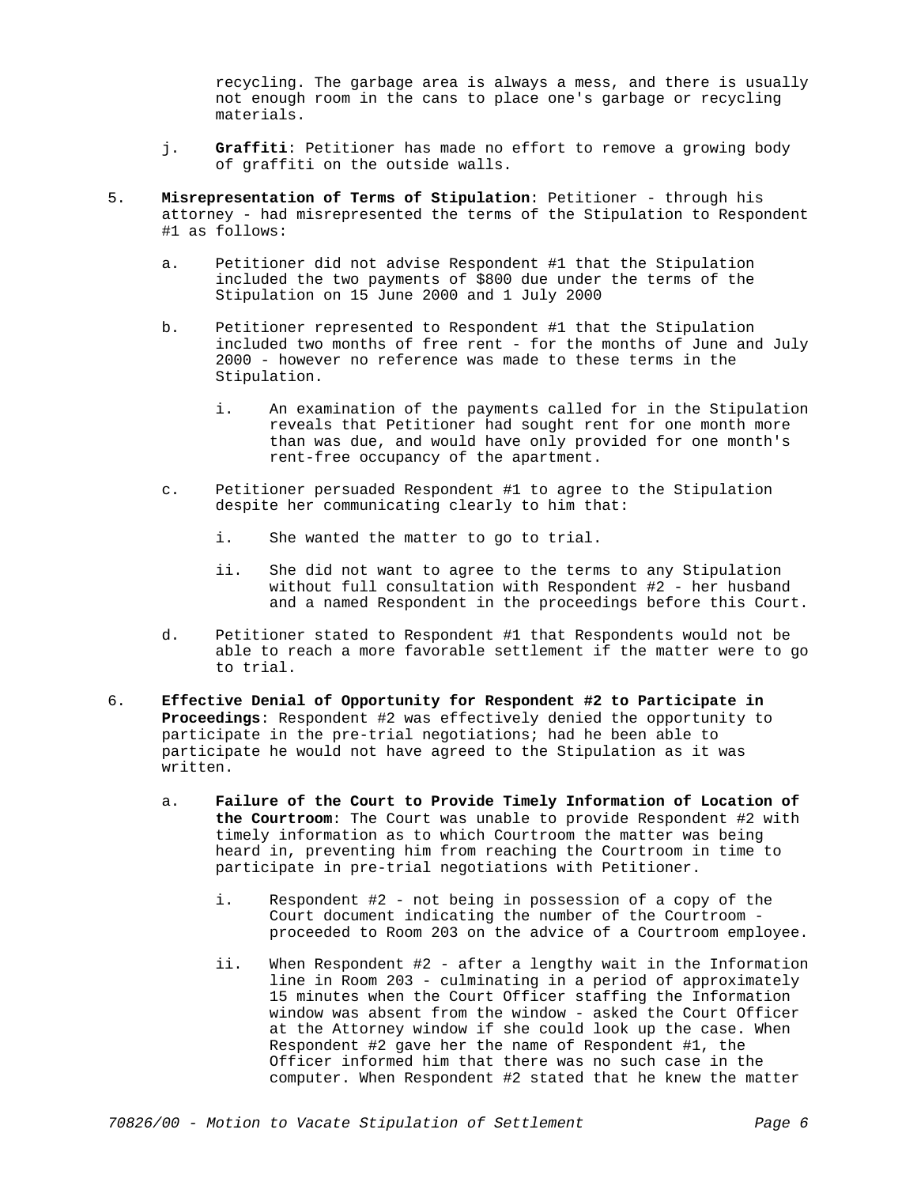recycling. The garbage area is always a mess, and there is usually not enough room in the cans to place one's garbage or recycling materials.

j. **Graffiti**: Petitioner has made no effort to remove a growing body of graffiti on the outside walls.

5. **Misrepresentation of Terms of Stipulation**: Petitioner - through his attorney - had misrepresented the terms of the Stipulation to Respondent #1 as follows:

   a. Petitioner did not advise Respondent #1 that the Stipulation included the two payments of $800 due under the terms of the Stipulation on 15 June 2000 and 1 July 2000

   b. Petitioner represented to Respondent #1 that the Stipulation included two months of free rent - for the months of June and July 2000 - however no reference was made to these terms in the Stipulation.

      i. An examination of the payments called for in the Stipulation reveals that Petitioner had sought rent for one month more than was due, and would have only provided for one month's rent-free occupancy of the apartment.

   c. Petitioner persuaded Respondent #1 to agree to the Stipulation despite her communicating clearly to him that:

      i. She wanted the matter to go to trial.

      ii. She did not want to agree to the terms to any Stipulation without full consultation with Respondent #2 - her husband and a named Respondent in the proceedings before this Court.

   d. Petitioner stated to Respondent #1 that Respondents would not be able to reach a more favorable settlement if the matter were to go to trial.

6. **Effective Denial of Opportunity for Respondent #2 to Participate in Proceedings**: Respondent #2 was effectively denied the opportunity to participate in the pre-trial negotiations; had he been able to participate he would not have agreed to the Stipulation as it was written.

   a. **Failure of the Court to Provide Timely Information of Location of the Courtroom**: The Court was unable to provide Respondent #2 with timely information as to which Courtroom the matter was being heard in, preventing him from reaching the Courtroom in time to participate in pre-trial negotiations with Petitioner.

      i. Respondent #2 - not being in possession of a copy of the Court document indicating the number of the Courtroom - proceeded to Room 203 on the advice of a Courtroom employee.

      ii. When Respondent #2 - after a lengthy wait in the Information line in Room 203 - culminating in a period of approximately 15 minutes when the Court Officer staffing the Information window was absent from the window - asked the Court Officer at the Attorney window if she could look up the case. When Respondent #2 gave her the name of Respondent #1, the Officer informed him that there was no such case in the computer. When Respondent #2 stated that he knew the matter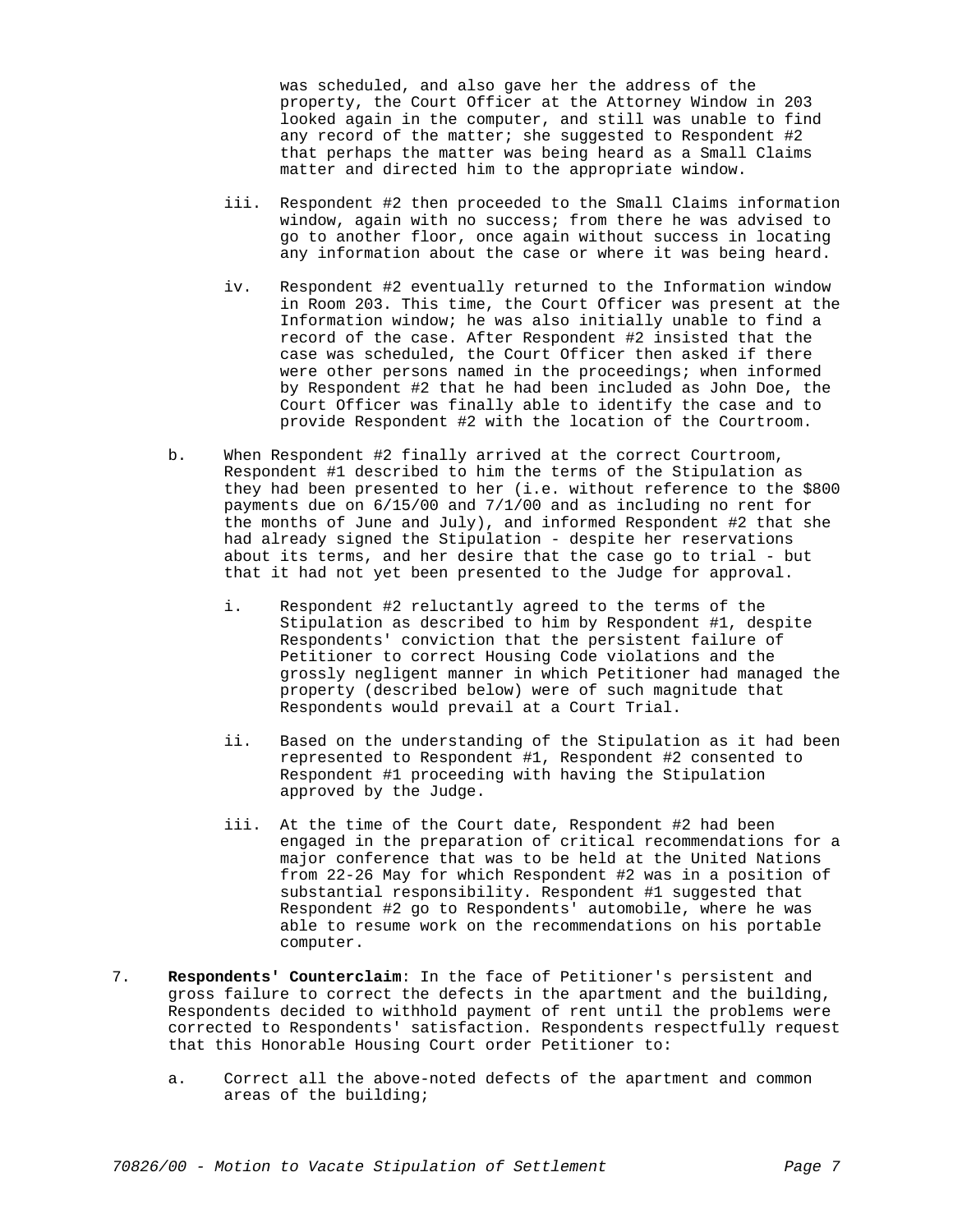was scheduled, and also gave her the address of the property, the Court Officer at the Attorney Window in 203 looked again in the computer, and still was unable to find any record of the matter; she suggested to Respondent #2 that perhaps the matter was being heard as a Small Claims matter and directed him to the appropriate window.

iii. Respondent #2 then proceeded to the Small Claims information window, again with no success; from there he was advised to go to another floor, once again without success in locating any information about the case or where it was being heard.

iv. Respondent #2 eventually returned to the Information window in Room 203. This time, the Court Officer was present at the Information window; he was also initially unable to find a record of the case. After Respondent #2 insisted that the case was scheduled, the Court Officer then asked if there were other persons named in the proceedings; when informed by Respondent #2 that he had been included as John Doe, the Court Officer was finally able to identify the case and to provide Respondent #2 with the location of the Courtroom.

b. When Respondent #2 finally arrived at the correct Courtroom, Respondent #1 described to him the terms of the Stipulation as they had been presented to her (i.e. without reference to the $800 payments due on 6/15/00 and 7/1/00 and as including no rent for the months of June and July), and informed Respondent #2 that she had already signed the Stipulation - despite her reservations about its terms, and her desire that the case go to trial - but that it had not yet been presented to the Judge for approval.

i. Respondent #2 reluctantly agreed to the terms of the Stipulation as described to him by Respondent #1, despite Respondents' conviction that the persistent failure of Petitioner to correct Housing Code violations and the grossly negligent manner in which Petitioner had managed the property (described below) were of such magnitude that Respondents would prevail at a Court Trial.

ii. Based on the understanding of the Stipulation as it had been represented to Respondent #1, Respondent #2 consented to Respondent #1 proceeding with having the Stipulation approved by the Judge.

iii. At the time of the Court date, Respondent #2 had been engaged in the preparation of critical recommendations for a major conference that was to be held at the United Nations from 22-26 May for which Respondent #2 was in a position of substantial responsibility. Respondent #1 suggested that Respondent #2 go to Respondents' automobile, where he was able to resume work on the recommendations on his portable computer.

7. **Respondents' Counterclaim**: In the face of Petitioner's persistent and gross failure to correct the defects in the apartment and the building, Respondents decided to withhold payment of rent until the problems were corrected to Respondents' satisfaction. Respondents respectfully request that this Honorable Housing Court order Petitioner to:

a. Correct all the above-noted defects of the apartment and common areas of the building;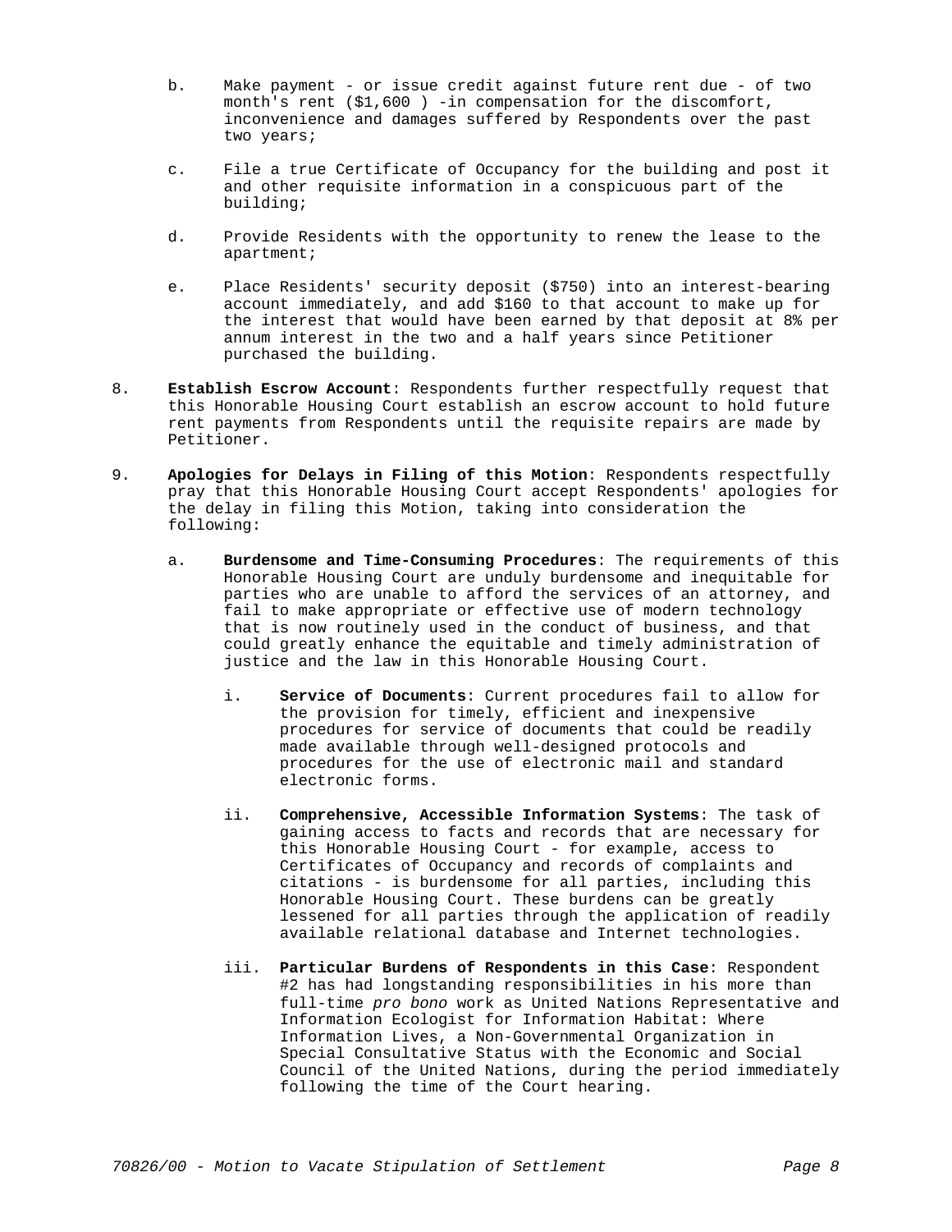b. Make payment - or issue credit against future rent due - of two month's rent ($1,600 ) -in compensation for the discomfort, inconvenience and damages suffered by Respondents over the past two years;

c. File a true Certificate of Occupancy for the building and post it and other requisite information in a conspicuous part of the building;

d. Provide Residents with the opportunity to renew the lease to the apartment;

e. Place Residents' security deposit ($750) into an interest-bearing account immediately, and add $160 to that account to make up for the interest that would have been earned by that deposit at 8% per annum interest in the two and a half years since Petitioner purchased the building.

8. **Establish Escrow Account**: Respondents further respectfully request that this Honorable Housing Court establish an escrow account to hold future rent payments from Respondents until the requisite repairs are made by Petitioner.

9. **Apologies for Delays in Filing of this Motion**: Respondents respectfully pray that this Honorable Housing Court accept Respondents' apologies for the delay in filing this Motion, taking into consideration the following:

   a. **Burdensome and Time-Consuming Procedures**: The requirements of this Honorable Housing Court are unduly burdensome and inequitable for parties who are unable to afford the services of an attorney, and fail to make appropriate or effective use of modern technology that is now routinely used in the conduct of business, and that could greatly enhance the equitable and timely administration of justice and the law in this Honorable Housing Court.

      i. **Service of Documents**: Current procedures fail to allow for the provision for timely, efficient and inexpensive procedures for service of documents that could be readily made available through well-designed protocols and procedures for the use of electronic mail and standard electronic forms.

      ii. **Comprehensive, Accessible Information Systems**: The task of gaining access to facts and records that are necessary for this Honorable Housing Court - for example, access to Certificates of Occupancy and records of complaints and citations - is burdensome for all parties, including this Honorable Housing Court. These burdens can be greatly lessened for all parties through the application of readily available relational database and Internet technologies.

      iii. **Particular Burdens of Respondents in this Case**: Respondent #2 has had longstanding responsibilities in his more than full-time *pro bono* work as United Nations Representative and Information Ecologist for Information Habitat: Where Information Lives, a Non-Governmental Organization in Special Consultative Status with the Economic and Social Council of the United Nations, during the period immediately following the time of the Court hearing.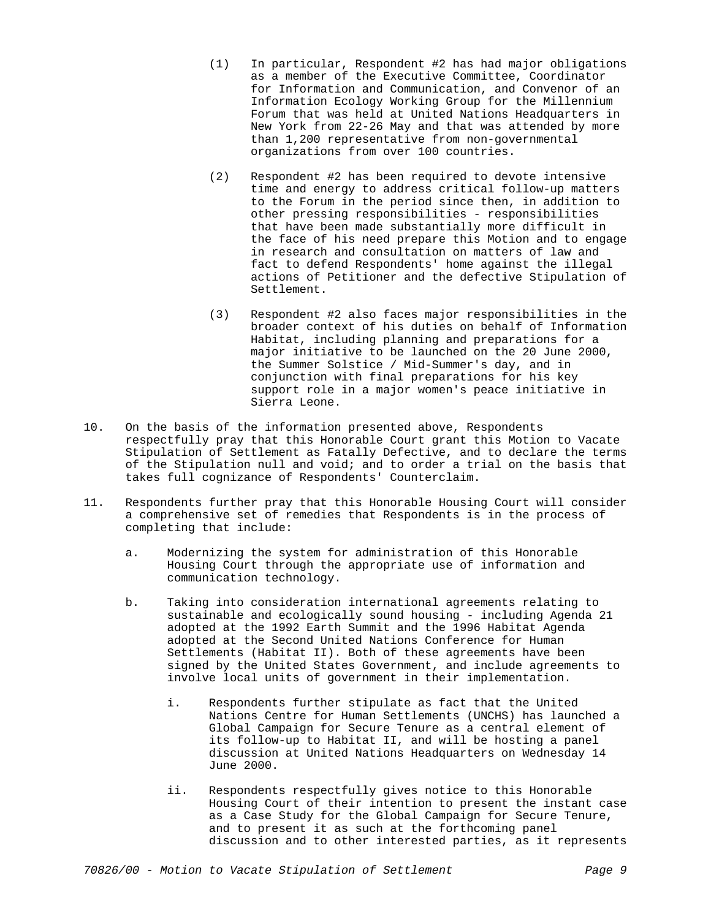(1) In particular, Respondent #2 has had major obligations as a member of the Executive Committee, Coordinator for Information and Communication, and Convenor of an Information Ecology Working Group for the Millennium Forum that was held at United Nations Headquarters in New York from 22-26 May and that was attended by more than 1,200 representative from non-governmental organizations from over 100 countries.

(2) Respondent #2 has been required to devote intensive time and energy to address critical follow-up matters to the Forum in the period since then, in addition to other pressing responsibilities - responsibilities that have been made substantially more difficult in the face of his need prepare this Motion and to engage in research and consultation on matters of law and fact to defend Respondents' home against the illegal actions of Petitioner and the defective Stipulation of Settlement.

(3) Respondent #2 also faces major responsibilities in the broader context of his duties on behalf of Information Habitat, including planning and preparations for a major initiative to be launched on the 20 June 2000, the Summer Solstice / Mid-Summer's day, and in conjunction with final preparations for his key support role in a major women's peace initiative in Sierra Leone.

10. On the basis of the information presented above, Respondents respectfully pray that this Honorable Court grant this Motion to Vacate Stipulation of Settlement as Fatally Defective, and to declare the terms of the Stipulation null and void; and to order a trial on the basis that takes full cognizance of Respondents' Counterclaim.

11. Respondents further pray that this Honorable Housing Court will consider a comprehensive set of remedies that Respondents is in the process of completing that include:

   a. Modernizing the system for administration of this Honorable Housing Court through the appropriate use of information and communication technology.

   b. Taking into consideration international agreements relating to sustainable and ecologically sound housing - including Agenda 21 adopted at the 1992 Earth Summit and the 1996 Habitat Agenda adopted at the Second United Nations Conference for Human Settlements (Habitat II). Both of these agreements have been signed by the United States Government, and include agreements to involve local units of government in their implementation.

      i. Respondents further stipulate as fact that the United Nations Centre for Human Settlements (UNCHS) has launched a Global Campaign for Secure Tenure as a central element of its follow-up to Habitat II, and will be hosting a panel discussion at United Nations Headquarters on Wednesday 14 June 2000.

      ii. Respondents respectfully gives notice to this Honorable Housing Court of their intention to present the instant case as a Case Study for the Global Campaign for Secure Tenure, and to present it as such at the forthcoming panel discussion and to other interested parties, as it represents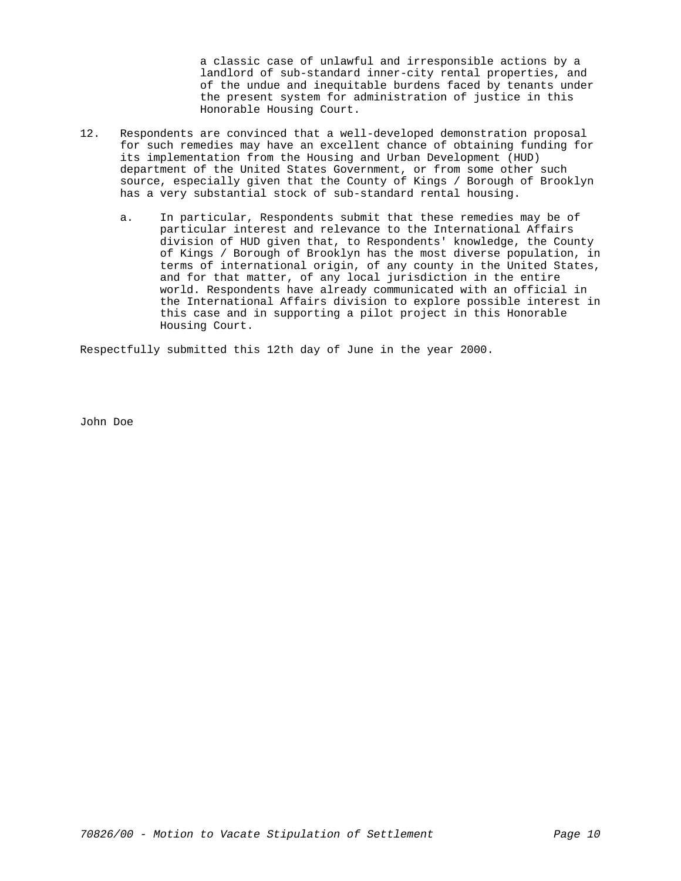a classic case of unlawful and irresponsible actions by a landlord of sub-standard inner-city rental properties, and of the undue and inequitable burdens faced by tenants under the present system for administration of justice in this Honorable Housing Court.

12. Respondents are convinced that a well-developed demonstration proposal for such remedies may have an excellent chance of obtaining funding for its implementation from the Housing and Urban Development (HUD) department of the United States Government, or from some other such source, especially given that the County of Kings / Borough of Brooklyn has a very substantial stock of sub-standard rental housing.

    a. In particular, Respondents submit that these remedies may be of particular interest and relevance to the International Affairs division of HUD given that, to Respondents' knowledge, the County of Kings / Borough of Brooklyn has the most diverse population, in terms of international origin, of any county in the United States, and for that matter, of any local jurisdiction in the entire world. Respondents have already communicated with an official in the International Affairs division to explore possible interest in this case and in supporting a pilot project in this Honorable Housing Court.

Respectfully submitted this 12th day of June in the year 2000.

John Doe